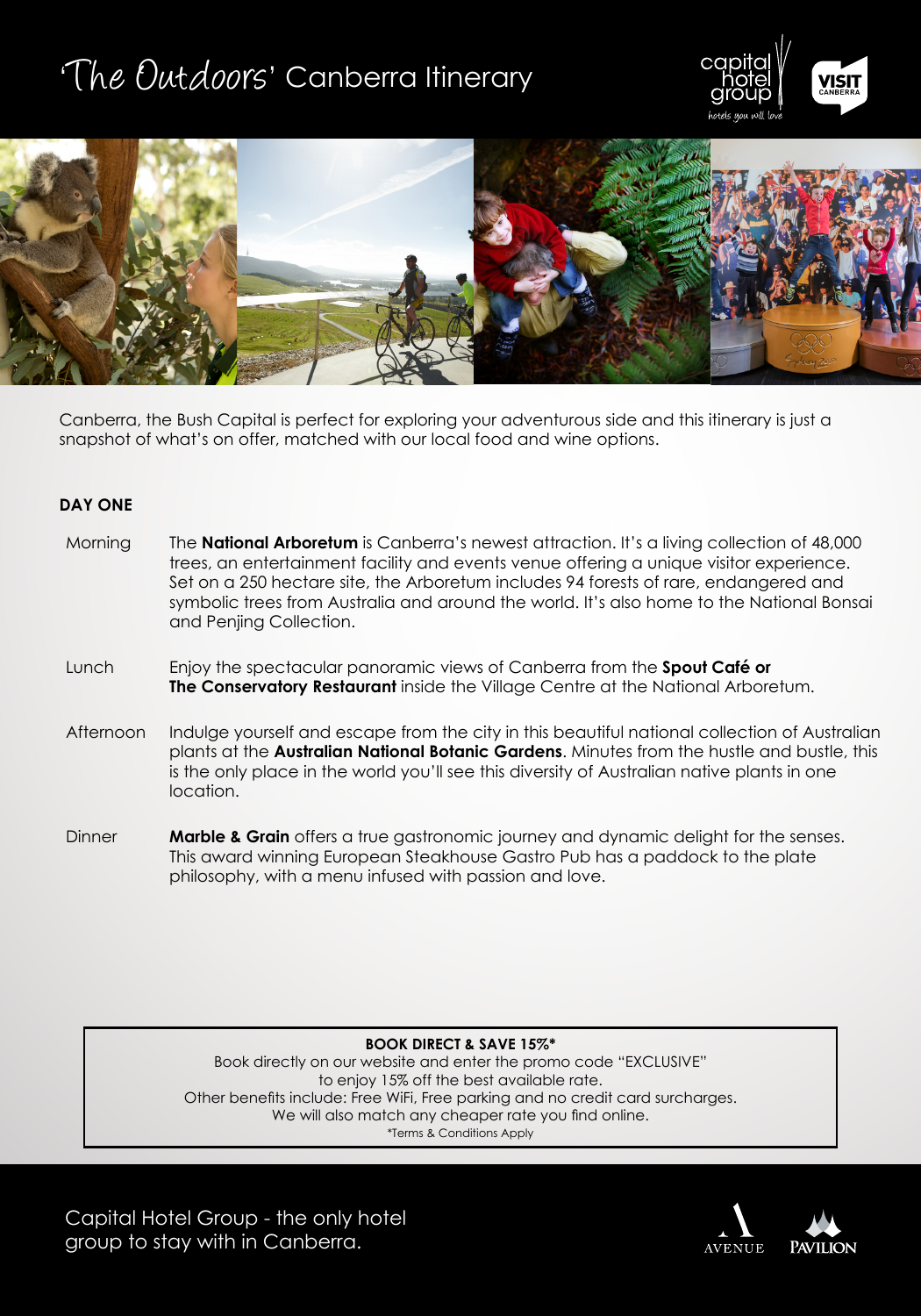# 'The Outdoors' Canberra Itinerary

Canberra, the Bush Capital is perfect for exploring your adventurous side and this itinerary is just a snapshot of what's on offer, matched with our local food and wine options.

## DAY ONE

**Morning**
The **National Arboretum** is Canberra's newest attraction. It's a living collection of 48,000 trees, an entertainment facility and events venue offering a unique visitor experience. Set on a 250 hectare site, the Arboretum includes 94 forests of rare, endangered and symbolic trees from Australia and around the world. It's also home to the National Bonsai and Penjing Collection.

**Lunch**
Enjoy the spectacular panoramic views of Canberra from the **Spout Café or The Conservatory Restaurant** inside the Village Centre at the National Arboretum.

**Afternoon**
Indulge yourself and escape from the city in this beautiful national collection of Australian plants at the **Australian National Botanic Gardens**. Minutes from the hustle and bustle, this is the only place in the world you'll see this diversity of Australian native plants in one location.

**Dinner**
**Marble & Grain** offers a true gastronomic journey and dynamic delight for the senses. This award winning European Steakhouse Gastro Pub has a paddock to the plate philosophy, with a menu infused with passion and love.

---

**BOOK DIRECT & SAVE 15%***

Book directly on our website and enter the promo code "EXCLUSIVE" to enjoy 15% off the best available rate.
Other benefits include: Free WiFi, Free parking and no credit card surcharges.
We will also match any cheaper rate you find online.

*Terms & Conditions Apply

---

Capital Hotel Group - the only hotel group to stay with in Canberra.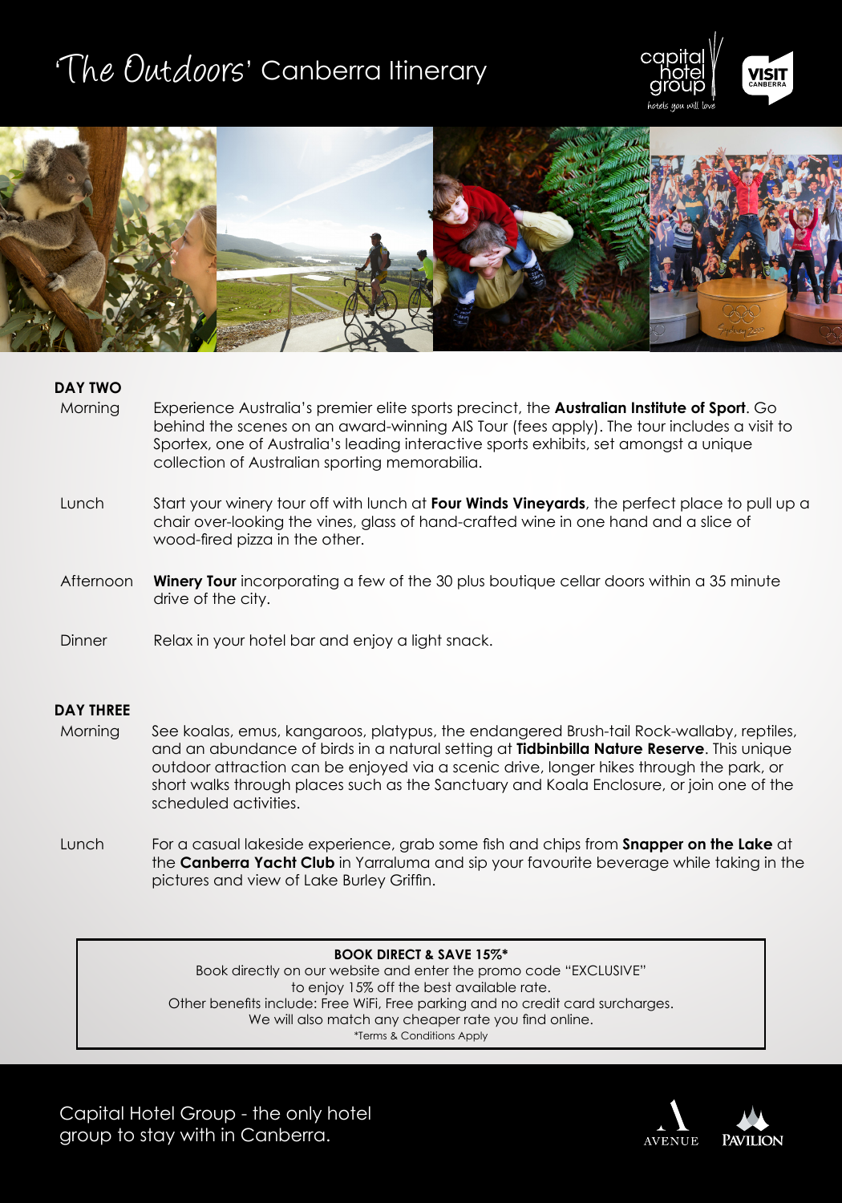# 'The Outdoors' Canberra Itinerary

## DAY TWO

**Morning**
Experience Australia's premier elite sports precinct, the **Australian Institute of Sport**. Go behind the scenes on an award-winning AIS Tour (fees apply). The tour includes a visit to Sportex, one of Australia's leading interactive sports exhibits, set amongst a unique collection of Australian sporting memorabilia.

**Lunch**
Start your winery tour off with lunch at **Four Winds Vineyards**, the perfect place to pull up a chair over-looking the vines, glass of hand-crafted wine in one hand and a slice of wood-fired pizza in the other.

**Afternoon**
**Winery Tour** incorporating a few of the 30 plus boutique cellar doors within a 35 minute drive of the city.

**Dinner**
Relax in your hotel bar and enjoy a light snack.

## DAY THREE

**Morning**
See koalas, emus, kangaroos, platypus, the endangered Brush-tail Rock-wallaby, reptiles, and an abundance of birds in a natural setting at **Tidbinbilla Nature Reserve**. This unique outdoor attraction can be enjoyed via a scenic drive, longer hikes through the park, or short walks through places such as the Sanctuary and Koala Enclosure, or join one of the scheduled activities.

**Lunch**
For a casual lakeside experience, grab some fish and chips from **Snapper on the Lake** at the **Canberra Yacht Club** in Yarraluma and sip your favourite beverage while taking in the pictures and view of Lake Burley Griffin.

---

**BOOK DIRECT & SAVE 15%***

Book directly on our website and enter the promo code "EXCLUSIVE" to enjoy 15% off the best available rate.
Other benefits include: Free WiFi, Free parking and no credit card surcharges.
We will also match any cheaper rate you find online.
*Terms & Conditions Apply

---

Capital Hotel Group - the only hotel group to stay with in Canberra.